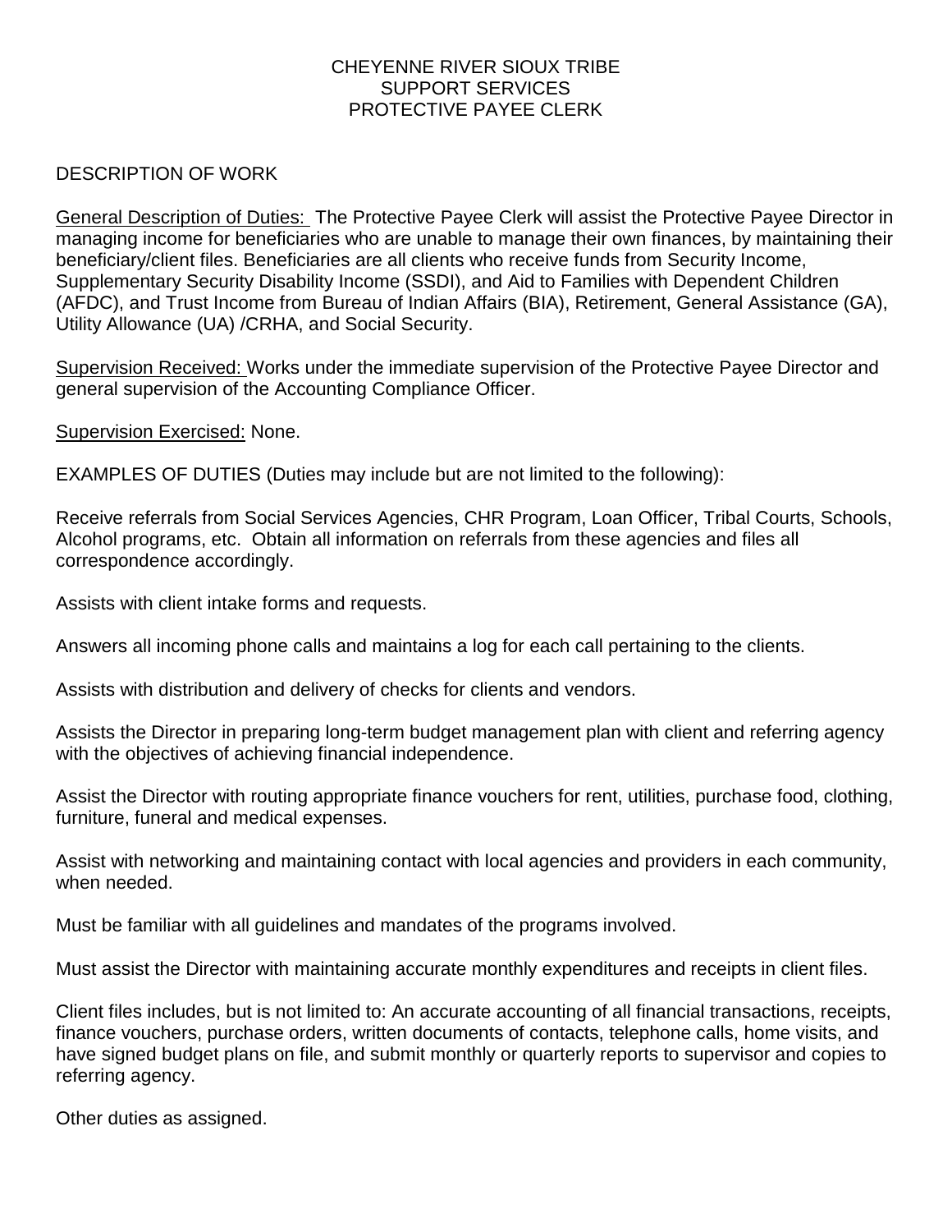# CHEYENNE RIVER SIOUX TRIBE
## SUPPORT SERVICES
## PROTECTIVE PAYEE CLERK

DESCRIPTION OF WORK

General Description of Duties: The Protective Payee Clerk will assist the Protective Payee Director in managing income for beneficiaries who are unable to manage their own finances, by maintaining their beneficiary/client files. Beneficiaries are all clients who receive funds from Security Income, Supplementary Security Disability Income (SSDI), and Aid to Families with Dependent Children (AFDC), and Trust Income from Bureau of Indian Affairs (BIA), Retirement, General Assistance (GA), Utility Allowance (UA) /CRHA, and Social Security.

Supervision Received: Works under the immediate supervision of the Protective Payee Director and general supervision of the Accounting Compliance Officer.

Supervision Exercised: None.

EXAMPLES OF DUTIES (Duties may include but are not limited to the following):

Receive referrals from Social Services Agencies, CHR Program, Loan Officer, Tribal Courts, Schools, Alcohol programs, etc. Obtain all information on referrals from these agencies and files all correspondence accordingly.

Assists with client intake forms and requests.

Answers all incoming phone calls and maintains a log for each call pertaining to the clients.

Assists with distribution and delivery of checks for clients and vendors.

Assists the Director in preparing long-term budget management plan with client and referring agency with the objectives of achieving financial independence.

Assist the Director with routing appropriate finance vouchers for rent, utilities, purchase food, clothing, furniture, funeral and medical expenses.

Assist with networking and maintaining contact with local agencies and providers in each community, when needed.

Must be familiar with all guidelines and mandates of the programs involved.

Must assist the Director with maintaining accurate monthly expenditures and receipts in client files.

Client files includes, but is not limited to: An accurate accounting of all financial transactions, receipts, finance vouchers, purchase orders, written documents of contacts, telephone calls, home visits, and have signed budget plans on file, and submit monthly or quarterly reports to supervisor and copies to referring agency.

Other duties as assigned.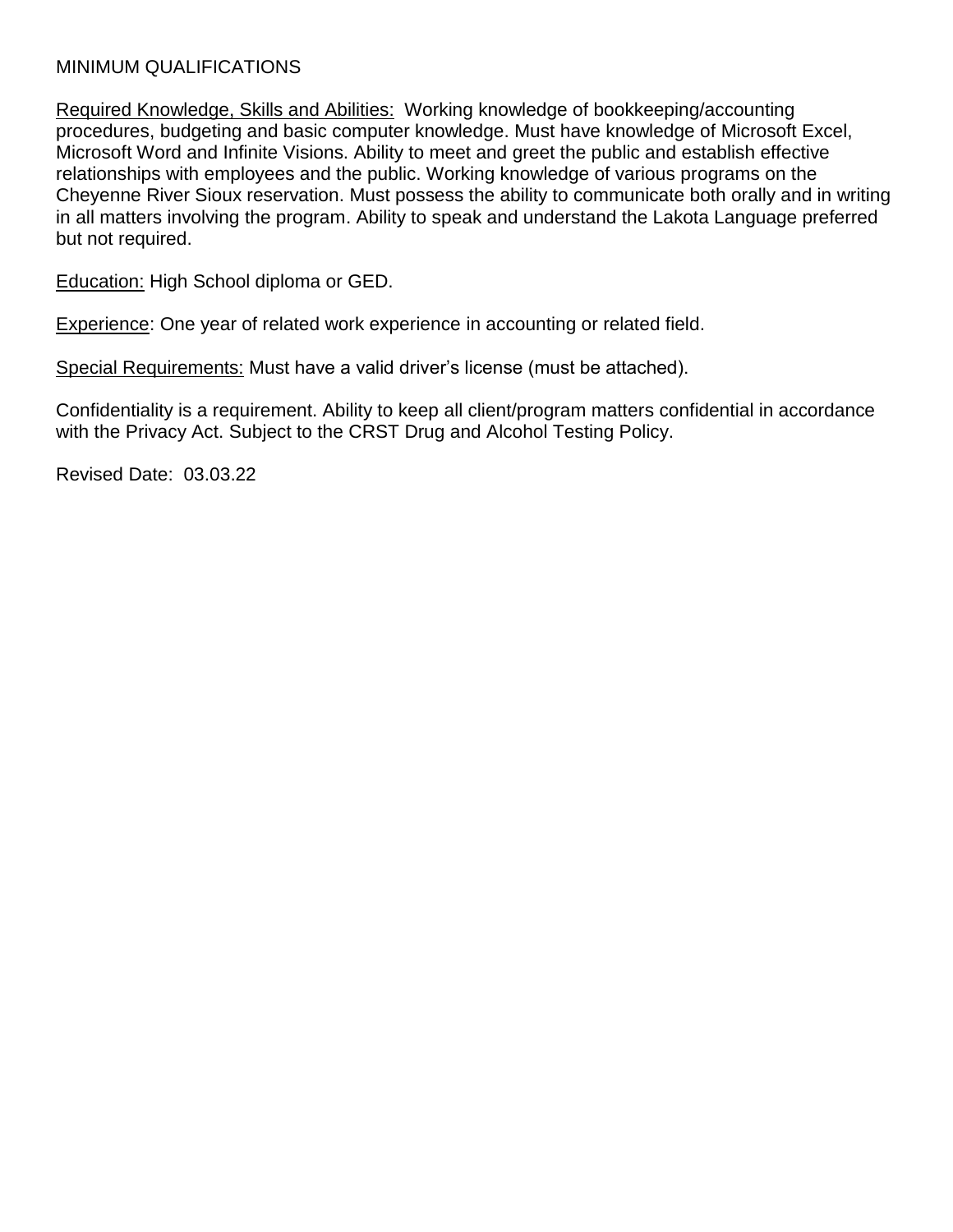MINIMUM QUALIFICATIONS

Required Knowledge, Skills and Abilities: Working knowledge of bookkeeping/accounting procedures, budgeting and basic computer knowledge. Must have knowledge of Microsoft Excel, Microsoft Word and Infinite Visions. Ability to meet and greet the public and establish effective relationships with employees and the public. Working knowledge of various programs on the Cheyenne River Sioux reservation. Must possess the ability to communicate both orally and in writing in all matters involving the program. Ability to speak and understand the Lakota Language preferred but not required.

Education: High School diploma or GED.

Experience: One year of related work experience in accounting or related field.

Special Requirements: Must have a valid driver's license (must be attached).

Confidentiality is a requirement. Ability to keep all client/program matters confidential in accordance with the Privacy Act. Subject to the CRST Drug and Alcohol Testing Policy.

Revised Date: 03.03.22